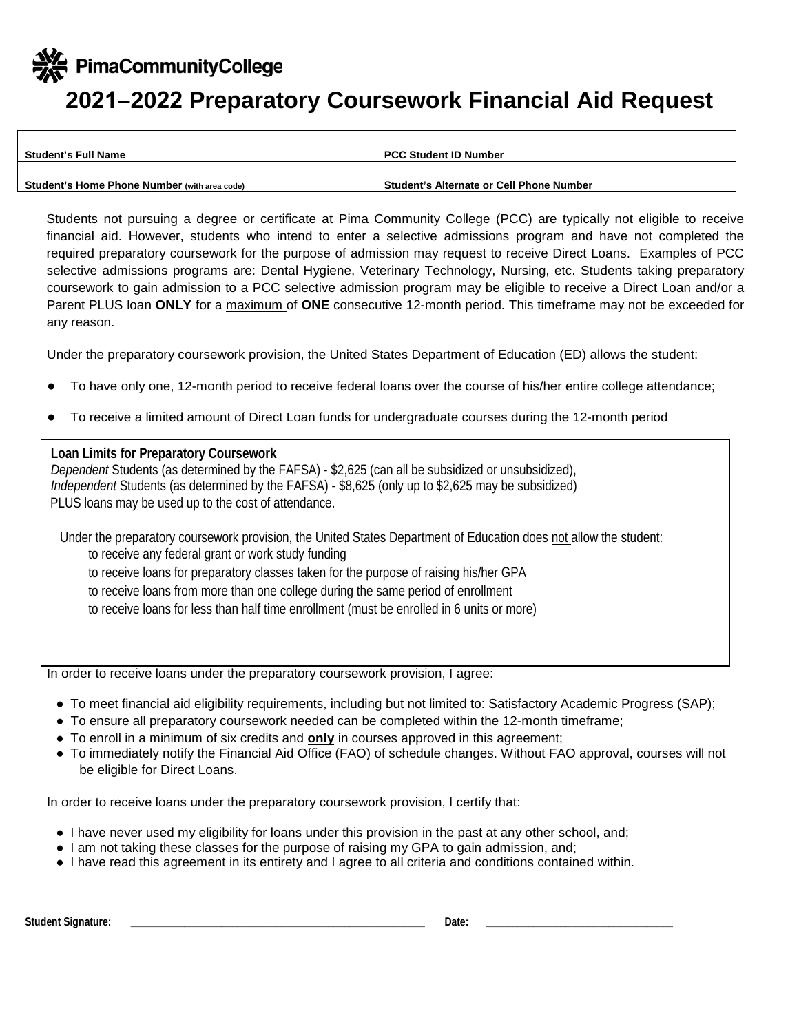PimaCommunityCollege

# 2021–2022 Preparatory Coursework Financial Aid Request

| Student's Full Name | PCC Student ID Number |
|---|---|
| Student's Home Phone Number (with area code) | Student's Alternate or Cell Phone Number |

Students not pursuing a degree or certificate at Pima Community College (PCC) are typically not eligible to receive financial aid. However, students who intend to enter a selective admissions program and have not completed the required preparatory coursework for the purpose of admission may request to receive Direct Loans. Examples of PCC selective admissions programs are: Dental Hygiene, Veterinary Technology, Nursing, etc. Students taking preparatory coursework to gain admission to a PCC selective admission program may be eligible to receive a Direct Loan and/or a Parent PLUS loan **ONLY** for a maximum of **ONE** consecutive 12-month period. This timeframe may not be exceeded for any reason.

Under the preparatory coursework provision, the United States Department of Education (ED) allows the student:

- To have only one, 12-month period to receive federal loans over the course of his/her entire college attendance;
- To receive a limited amount of Direct Loan funds for undergraduate courses during the 12-month period

**Loan Limits for Preparatory Coursework**
*Dependent* Students (as determined by the FAFSA) - $2,625 (can all be subsidized or unsubsidized),
*Independent* Students (as determined by the FAFSA) - $8,625 (only up to $2,625 may be subsidized)
PLUS loans may be used up to the cost of attendance.

Under the preparatory coursework provision, the United States Department of Education does not allow the student:

- to receive any federal grant or work study funding
- to receive loans for preparatory classes taken for the purpose of raising his/her GPA
- to receive loans from more than one college during the same period of enrollment
- to receive loans for less than half time enrollment (must be enrolled in 6 units or more)

In order to receive loans under the preparatory coursework provision, I agree:

- To meet financial aid eligibility requirements, including but not limited to: Satisfactory Academic Progress (SAP);
- To ensure all preparatory coursework needed can be completed within the 12-month timeframe;
- To enroll in a minimum of six credits and **only** in courses approved in this agreement;
- To immediately notify the Financial Aid Office (FAO) of schedule changes. Without FAO approval, courses will not be eligible for Direct Loans.

In order to receive loans under the preparatory coursework provision, I certify that:

- I have never used my eligibility for loans under this provision in the past at any other school, and;
- I am not taking these classes for the purpose of raising my GPA to gain admission, and;
- I have read this agreement in its entirety and I agree to all criteria and conditions contained within.

**Student Signature:** ______________________________ **Date:** ____________________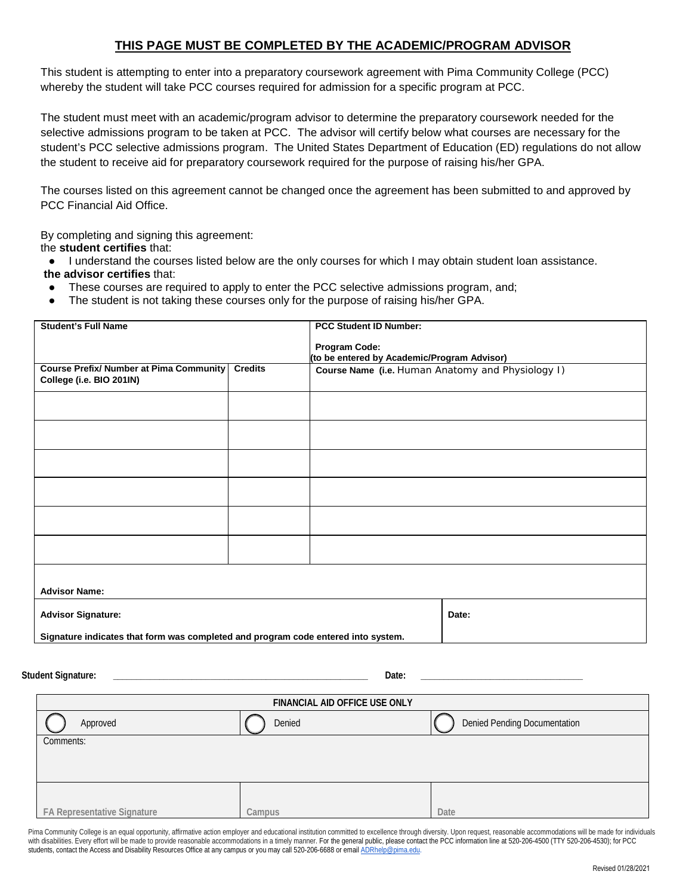## THIS PAGE MUST BE COMPLETED BY THE ACADEMIC/PROGRAM ADVISOR

This student is attempting to enter into a preparatory coursework agreement with Pima Community College (PCC) whereby the student will take PCC courses required for admission for a specific program at PCC.

The student must meet with an academic/program advisor to determine the preparatory coursework needed for the selective admissions program to be taken at PCC. The advisor will certify below what courses are necessary for the student's PCC selective admissions program. The United States Department of Education (ED) regulations do not allow the student to receive aid for preparatory coursework required for the purpose of raising his/her GPA.

The courses listed on this agreement cannot be changed once the agreement has been submitted to and approved by PCC Financial Aid Office.

By completing and signing this agreement:
the **student certifies** that:

- I understand the courses listed below are the only courses for which I may obtain student loan assistance.

**the advisor certifies** that:

- These courses are required to apply to enter the PCC selective admissions program, and;
- The student is not taking these courses only for the purpose of raising his/her GPA.

| **Student's Full Name** | | **PCC Student ID Number:**<br><br>**Program Code:**<br>**(to be entered by Academic/Program Advisor)** | |
|---|---|---|---|
| **Course Prefix/ Number at Pima Community College (i.e. BIO 201IN)** | **Credits** | **Course Name (i.e.** Human Anatomy and Physiology I) | |
| | | | |
| | | | |
| | | | |
| | | | |
| | | | |
| | | | |
| **Advisor Name:** | | | |
| **Advisor Signature:**<br><br>**Signature indicates that form was completed and program code entered into system.** | | | **Date:** |

**Student Signature:** \_\_\_\_\_\_\_\_\_\_\_\_\_\_\_\_\_\_\_\_\_\_\_\_\_\_\_\_\_\_\_\_\_\_\_\_\_\_\_\_\_\_\_\_\_\_\_\_ **Date:** \_\_\_\_\_\_\_\_\_\_\_\_\_\_\_\_\_\_\_\_\_\_\_\_\_\_\_\_\_\_\_\_

| FINANCIAL AID OFFICE USE ONLY | | |
|---|---|---|
| ◯ Approved | ◯ Denied | ◯ Denied Pending Documentation |
| Comments: | | |
| FA Representative Signature | Campus | Date |

Pima Community College is an equal opportunity, affirmative action employer and educational institution committed to excellence through diversity. Upon request, reasonable accommodations will be made for individuals with disabilities. Every effort will be made to provide reasonable accommodations in a timely manner. For the general public, please contact the PCC information line at 520-206-4500 (TTY 520-206-4530); for PCC students, contact the Access and Disability Resources Office at any campus or you may call 520-206-6688 or email ADRhelp@pima.edu.

Revised 01/28/2021